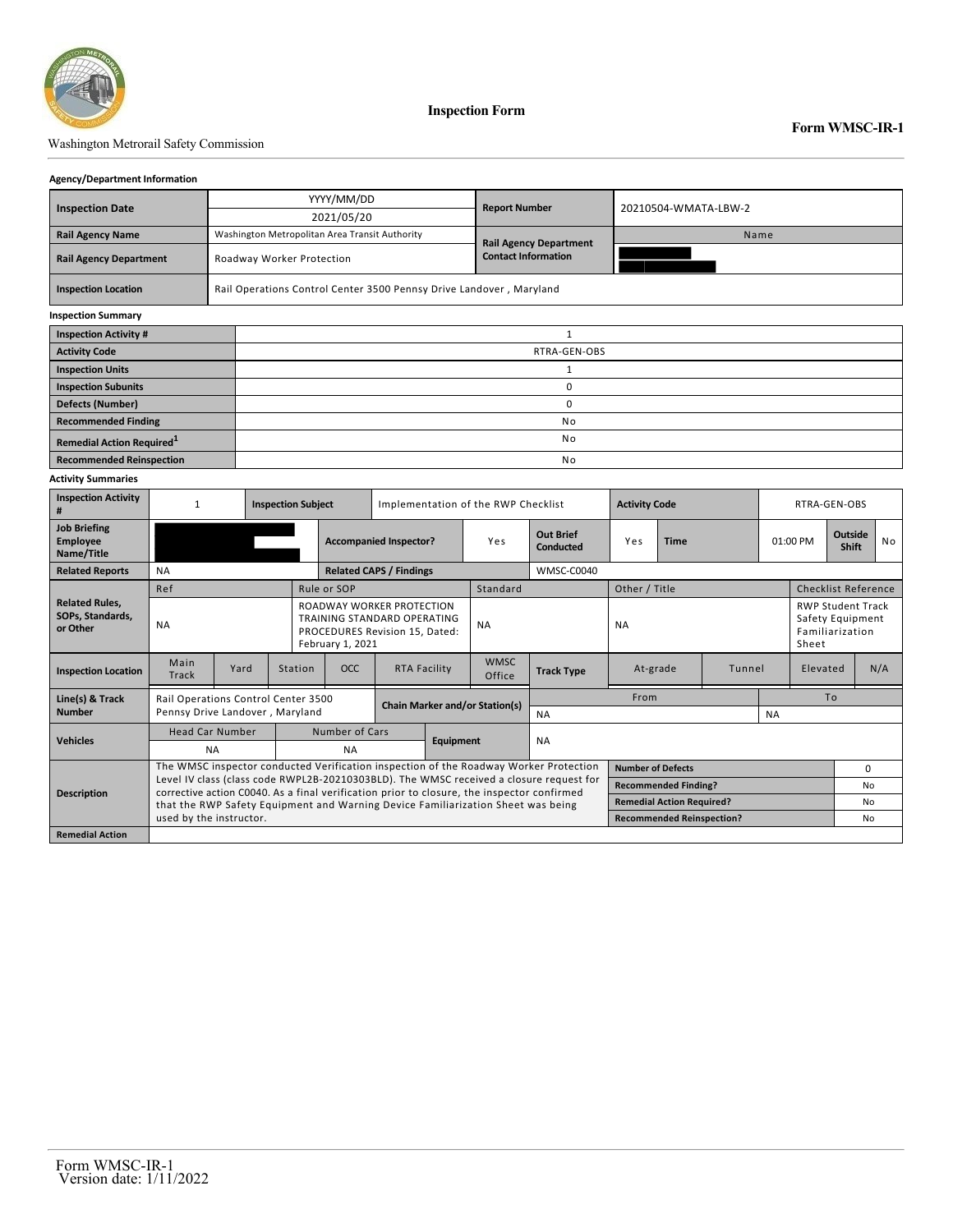Washington Metrorail Safety Commission

# Inspection Form

**Form WMSC-IR-1**

### Agency/Department Information

| | | | |
|---|---|---|---|
| **Inspection Date** | YYYY/MM/DD<br>2021/05/20 | **Report Number** | 20210504-WMATA-LBW-2 |
| **Rail Agency Name** | Washington Metropolitan Area Transit Authority | **Rail Agency Department Contact Information** | Name |
| **Rail Agency Department** | Roadway Worker Protection | | |
| **Inspection Location** | Rail Operations Control Center 3500 Pennsy Drive Landover , Maryland | | |

### Inspection Summary

| | |
|---|---|
| **Inspection Activity #** | 1 |
| **Activity Code** | RTRA-GEN-OBS |
| **Inspection Units** | 1 |
| **Inspection Subunits** | 0 |
| **Defects (Number)** | 0 |
| **Recommended Finding** | No |
| **Remedial Action Required**[1] | No |
| **Recommended Reinspection** | No |

### Activity Summaries

| | | | | | | | | | |
|---|---|---|---|---|---|---|---|---|---|
| **Inspection Activity #** | 1 | **Inspection Subject** | Implementation of the RWP Checklist | | | **Activity Code** | RTRA-GEN-OBS | | |
| **Job Briefing Employee Name/Title** | | **Accompanied Inspector?** | Yes | **Out Brief Conducted** | Yes | **Time** | 01:00 PM | **Outside Shift** | No |
| **Related Reports** | NA | **Related CAPS / Findings** | | WMSC-C0040 | | | | | |
| **Related Rules, SOPs, Standards, or Other** | Ref: NA | Rule or SOP: ROADWAY WORKER PROTECTION TRAINING STANDARD OPERATING PROCEDURES Revision 15, Dated: February 1, 2021 | | Standard: NA | | Other / Title: NA | | Checklist Reference: RWP Student Track Safety Equipment Familiarization Sheet | |
| **Inspection Location** | Main Track | Yard | Station | OCC | RTA Facility | WMSC Office | **Track Type** | At-grade | Tunnel / Elevated / N/A |
| **Line(s) & Track Number** | Rail Operations Control Center 3500 Pennsy Drive Landover , Maryland | | **Chain Marker and/or Station(s)** | | From: NA | | | To: NA | |
| **Vehicles** | Head Car Number: NA | Number of Cars: NA | **Equipment** | NA | | | | | |
| **Description** | The WMSC inspector conducted Verification inspection of the Roadway Worker Protection Level IV class (class code RWPL2B-20210303BLD). The WMSC received a closure request for corrective action C0040. As a final verification prior to closure, the inspector confirmed that the RWP Safety Equipment and Warning Device Familiarization Sheet was being used by the instructor. | | | | | | **Number of Defects** | 0 | |
| | | | | | | | **Recommended Finding?** | No | |
| | | | | | | | **Remedial Action Required?** | No | |
| | | | | | | | **Recommended Reinspection?** | No | |
| **Remedial Action** | | | | | | | | | |

Form WMSC-IR-1
Version date: 1/11/2022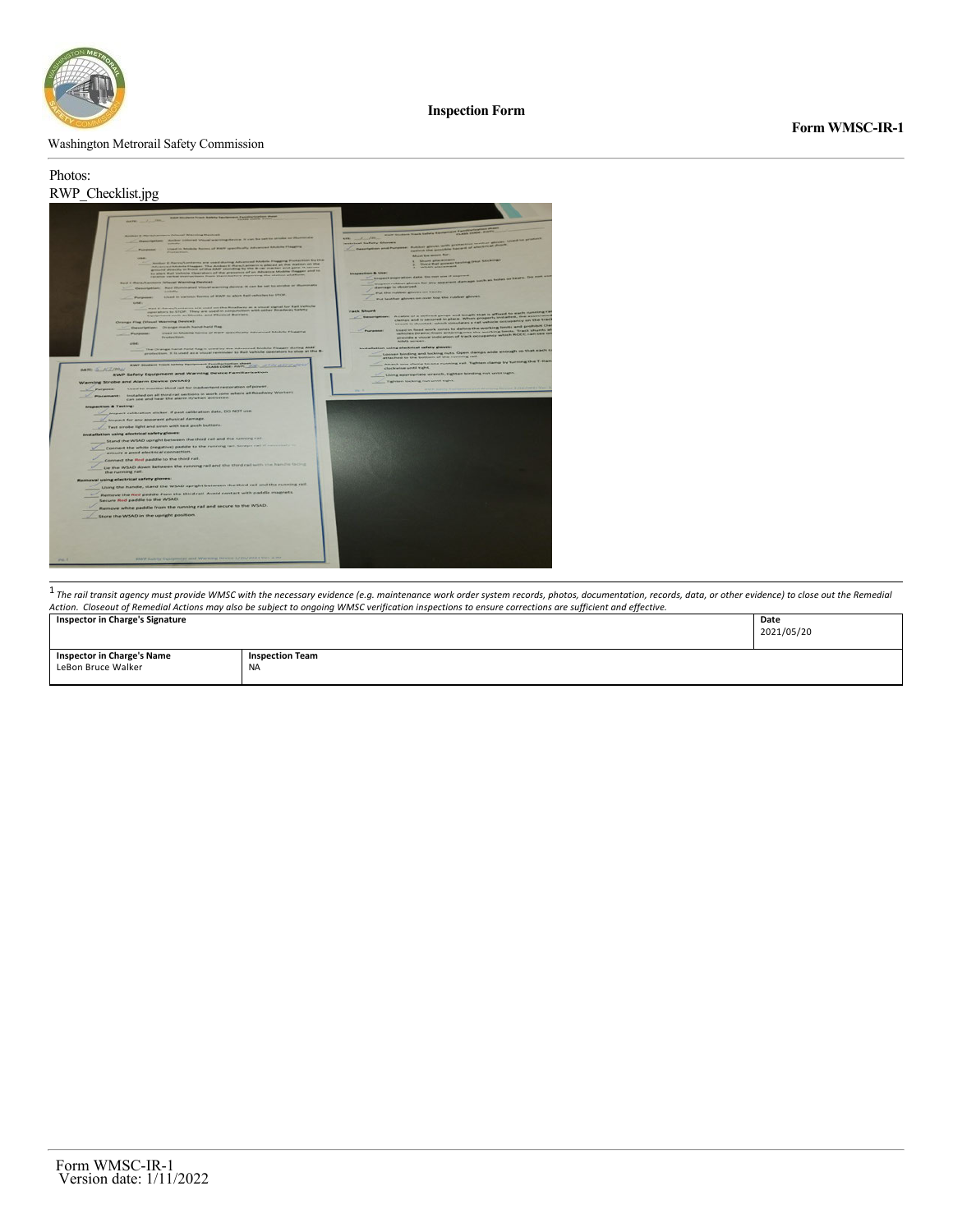Photos:

RWP_Checklist.jpg

[1] *The rail transit agency must provide WMSC with the necessary evidence (e.g. maintenance work order system records, photos, documentation, records, data, or other evidence) to close out the Remedial Action. Closeout of Remedial Actions may also be subject to ongoing WMSC verification inspections to ensure corrections are sufficient and effective.*

| **Inspector in Charge's Signature** | | **Date**<br>2021/05/20 |
|---|---|---|
| **Inspector in Charge's Name**<br>LeBon Bruce Walker | **Inspection Team**<br>NA | |